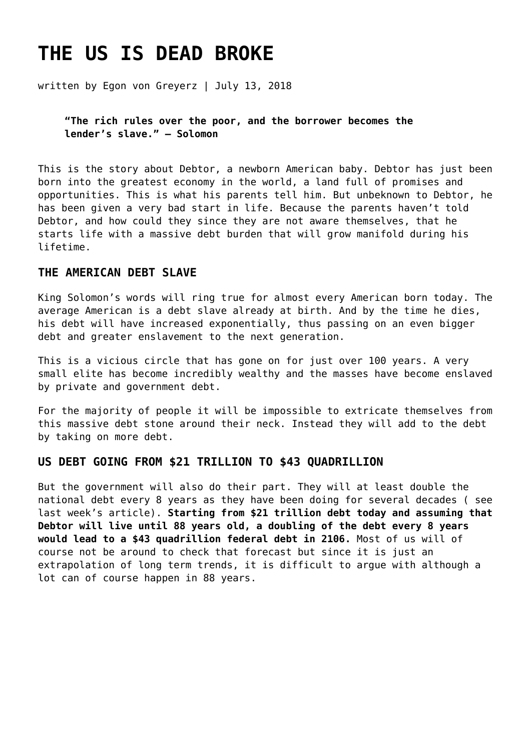# THE US IS DEAD BROKE

written by Egon von Greyerz | July 13, 2018

> **"The rich rules over the poor, and the borrower becomes the lender's slave." – Solomon**

This is the story about Debtor, a newborn American baby. Debtor has just been born into the greatest economy in the world, a land full of promises and opportunities. This is what his parents tell him. But unbeknown to Debtor, he has been given a very bad start in life. Because the parents haven't told Debtor, and how could they since they are not aware themselves, that he starts life with a massive debt burden that will grow manifold during his lifetime.

### THE AMERICAN DEBT SLAVE

King Solomon's words will ring true for almost every American born today. The average American is a debt slave already at birth. And by the time he dies, his debt will have increased exponentially, thus passing on an even bigger debt and greater enslavement to the next generation.

This is a vicious circle that has gone on for just over 100 years. A very small elite has become incredibly wealthy and the masses have become enslaved by private and government debt.

For the majority of people it will be impossible to extricate themselves from this massive debt stone around their neck. Instead they will add to the debt by taking on more debt.

### US DEBT GOING FROM $21 TRILLION TO $43 QUADRILLION

But the government will also do their part. They will at least double the national debt every 8 years as they have been doing for several decades ( see last week's article). **Starting from $21 trillion debt today and assuming that Debtor will live until 88 years old, a doubling of the debt every 8 years would lead to a $43 quadrillion federal debt in 2106.** Most of us will of course not be around to check that forecast but since it is just an extrapolation of long term trends, it is difficult to argue with although a lot can of course happen in 88 years.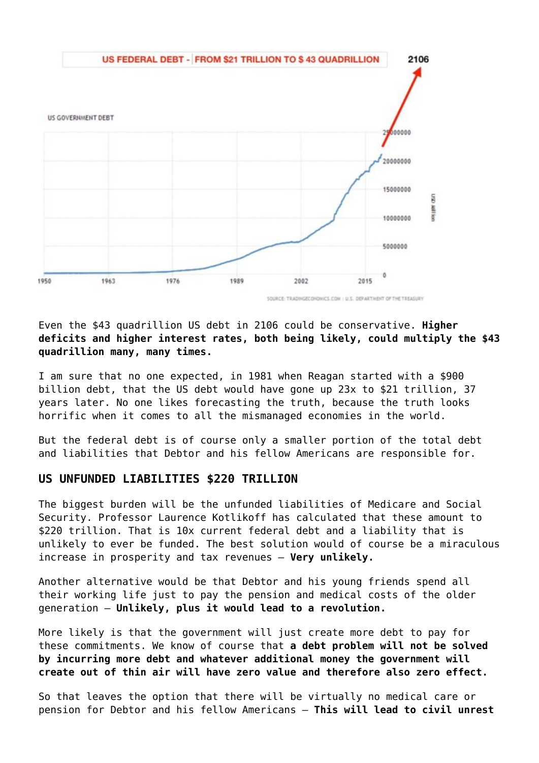US FEDERAL DEBT - FROM $21 TRILLION TO $ 43 QUADRILLION

2106

US GOVERNMENT DEBT

25000000
20000000
15000000
10000000
5000000
0

USD Million

1950 1963 1976 1989 2002 2015

SOURCE: TRADINGECONOMICS.COM | U.S. DEPARTMENT OF THE TREASURY

Even the $43 quadrillion US debt in 2106 could be conservative. **Higher deficits and higher interest rates, both being likely, could multiply the $43 quadrillion many, many times.**

I am sure that no one expected, in 1981 when Reagan started with a $900 billion debt, that the US debt would have gone up 23x to $21 trillion, 37 years later. No one likes forecasting the truth, because the truth looks horrific when it comes to all the mismanaged economies in the world.

But the federal debt is of course only a smaller portion of the total debt and liabilities that Debtor and his fellow Americans are responsible for.

## US UNFUNDED LIABILITIES $220 TRILLION

The biggest burden will be the unfunded liabilities of Medicare and Social Security. Professor Laurence Kotlikoff has calculated that these amount to $220 trillion. That is 10x current federal debt and a liability that is unlikely to ever be funded. The best solution would of course be a miraculous increase in prosperity and tax revenues – **Very unlikely.**

Another alternative would be that Debtor and his young friends spend all their working life just to pay the pension and medical costs of the older generation – **Unlikely, plus it would lead to a revolution.**

More likely is that the government will just create more debt to pay for these commitments. We know of course that **a debt problem will not be solved by incurring more debt and whatever additional money the government will create out of thin air will have zero value and therefore also zero effect.**

So that leaves the option that there will be virtually no medical care or pension for Debtor and his fellow Americans – **This will lead to civil unrest**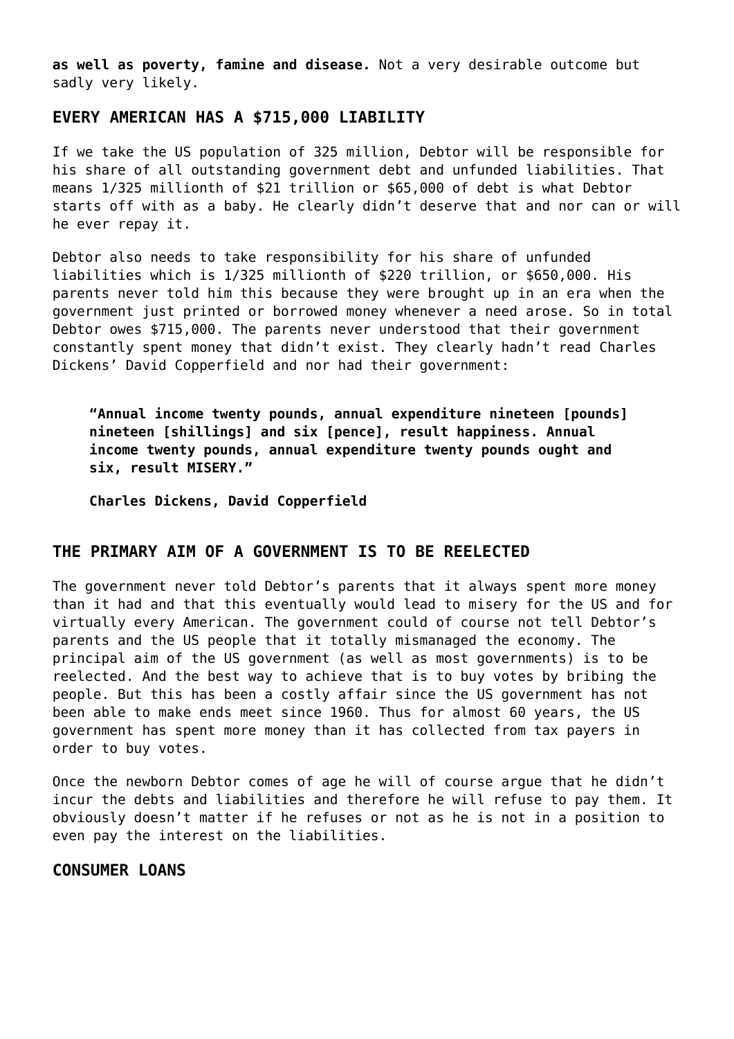**as well as poverty, famine and disease.** Not a very desirable outcome but sadly very likely.

## EVERY AMERICAN HAS A $715,000 LIABILITY

If we take the US population of 325 million, Debtor will be responsible for his share of all outstanding government debt and unfunded liabilities. That means 1/325 millionth of $21 trillion or $65,000 of debt is what Debtor starts off with as a baby. He clearly didn't deserve that and nor can or will he ever repay it.

Debtor also needs to take responsibility for his share of unfunded liabilities which is 1/325 millionth of $220 trillion, or $650,000. His parents never told him this because they were brought up in an era when the government just printed or borrowed money whenever a need arose. So in total Debtor owes $715,000. The parents never understood that their government constantly spent money that didn't exist. They clearly hadn't read Charles Dickens' David Copperfield and nor had their government:

> **"Annual income twenty pounds, annual expenditure nineteen [pounds] nineteen [shillings] and six [pence], result happiness. Annual income twenty pounds, annual expenditure twenty pounds ought and six, result MISERY."**
>
> **Charles Dickens, David Copperfield**

## THE PRIMARY AIM OF A GOVERNMENT IS TO BE REELECTED

The government never told Debtor's parents that it always spent more money than it had and that this eventually would lead to misery for the US and for virtually every American. The government could of course not tell Debtor's parents and the US people that it totally mismanaged the economy. The principal aim of the US government (as well as most governments) is to be reelected. And the best way to achieve that is to buy votes by bribing the people. But this has been a costly affair since the US government has not been able to make ends meet since 1960. Thus for almost 60 years, the US government has spent more money than it has collected from tax payers in order to buy votes.

Once the newborn Debtor comes of age he will of course argue that he didn't incur the debts and liabilities and therefore he will refuse to pay them. It obviously doesn't matter if he refuses or not as he is not in a position to even pay the interest on the liabilities.

## CONSUMER LOANS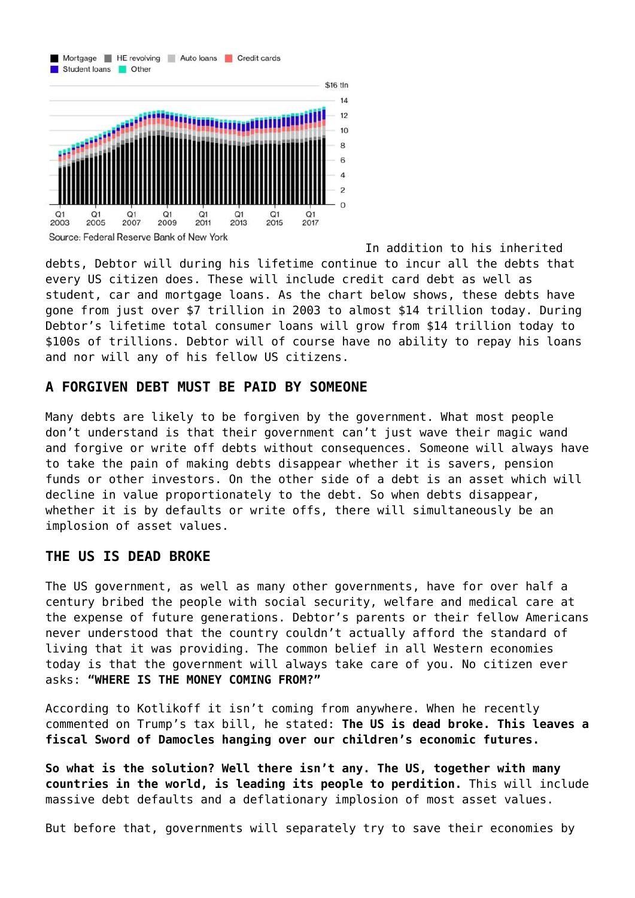Mortgage HE revolving Auto loans Credit cards
Student loans Other

$16 tln

Source: Federal Reserve Bank of New York

In addition to his inherited debts, Debtor will during his lifetime continue to incur all the debts that every US citizen does. These will include credit card debt as well as student, car and mortgage loans. As the chart below shows, these debts have gone from just over $7 trillion in 2003 to almost $14 trillion today. During Debtor's lifetime total consumer loans will grow from $14 trillion today to $100s of trillions. Debtor will of course have no ability to repay his loans and nor will any of his fellow US citizens.

## A FORGIVEN DEBT MUST BE PAID BY SOMEONE

Many debts are likely to be forgiven by the government. What most people don't understand is that their government can't just wave their magic wand and forgive or write off debts without consequences. Someone will always have to take the pain of making debts disappear whether it is savers, pension funds or other investors. On the other side of a debt is an asset which will decline in value proportionately to the debt. So when debts disappear, whether it is by defaults or write offs, there will simultaneously be an implosion of asset values.

## THE US IS DEAD BROKE

The US government, as well as many other governments, have for over half a century bribed the people with social security, welfare and medical care at the expense of future generations. Debtor's parents or their fellow Americans never understood that the country couldn't actually afford the standard of living that it was providing. The common belief in all Western economies today is that the government will always take care of you. No citizen ever asks: **"WHERE IS THE MONEY COMING FROM?"**

According to Kotlikoff it isn't coming from anywhere. When he recently commented on Trump's tax bill, he stated: **The US is dead broke. This leaves a fiscal Sword of Damocles hanging over our children's economic futures.**

**So what is the solution? Well there isn't any. The US, together with many countries in the world, is leading its people to perdition.** This will include massive debt defaults and a deflationary implosion of most asset values.

But before that, governments will separately try to save their economies by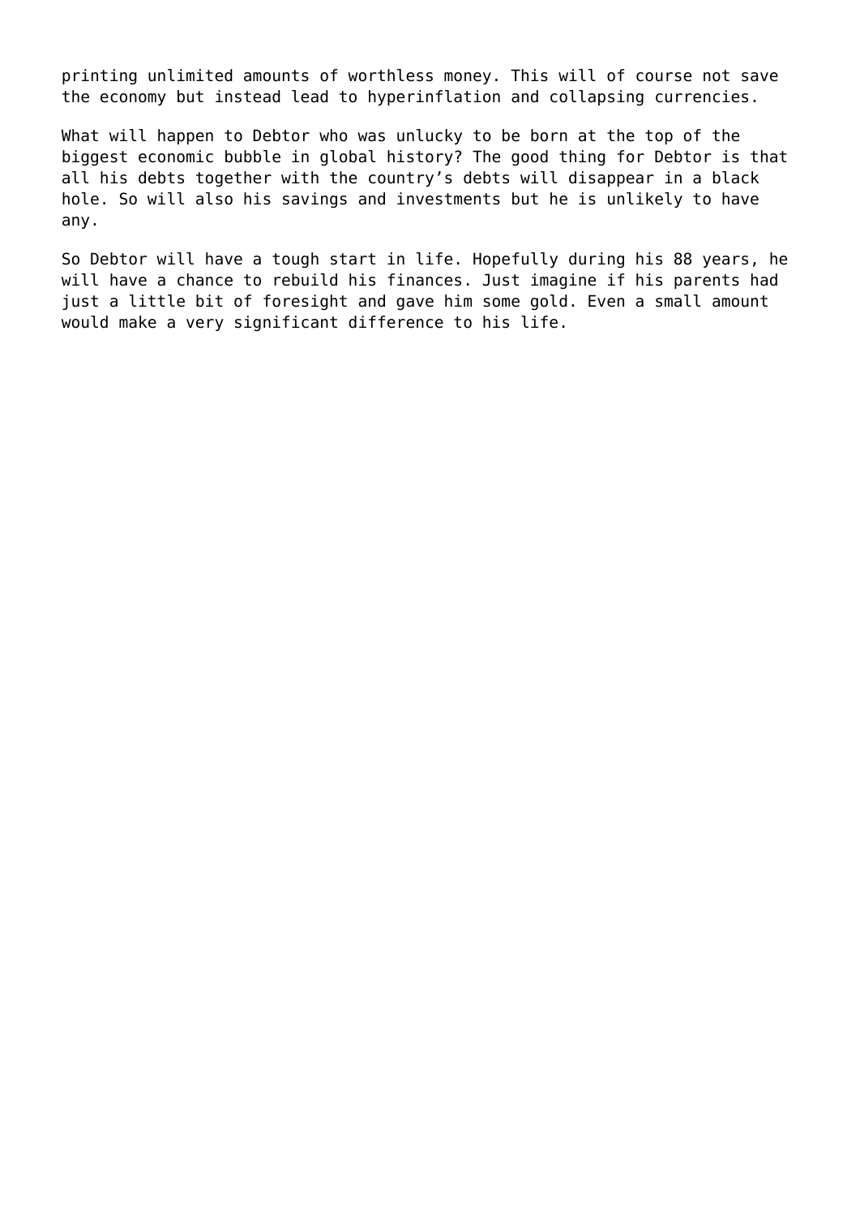printing unlimited amounts of worthless money. This will of course not save the economy but instead lead to hyperinflation and collapsing currencies.

What will happen to Debtor who was unlucky to be born at the top of the biggest economic bubble in global history? The good thing for Debtor is that all his debts together with the country's debts will disappear in a black hole. So will also his savings and investments but he is unlikely to have any.

So Debtor will have a tough start in life. Hopefully during his 88 years, he will have a chance to rebuild his finances. Just imagine if his parents had just a little bit of foresight and gave him some gold. Even a small amount would make a very significant difference to his life.